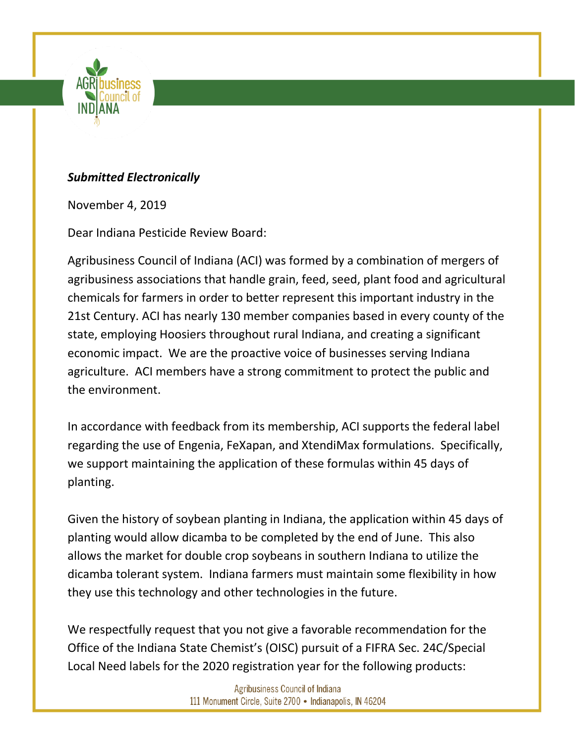***Submitted Electronically***

November 4, 2019

Dear Indiana Pesticide Review Board:

Agribusiness Council of Indiana (ACI) was formed by a combination of mergers of agribusiness associations that handle grain, feed, seed, plant food and agricultural chemicals for farmers in order to better represent this important industry in the 21st Century. ACI has nearly 130 member companies based in every county of the state, employing Hoosiers throughout rural Indiana, and creating a significant economic impact. We are the proactive voice of businesses serving Indiana agriculture. ACI members have a strong commitment to protect the public and the environment.

In accordance with feedback from its membership, ACI supports the federal label regarding the use of Engenia, FeXapan, and XtendiMax formulations. Specifically, we support maintaining the application of these formulas within 45 days of planting.

Given the history of soybean planting in Indiana, the application within 45 days of planting would allow dicamba to be completed by the end of June. This also allows the market for double crop soybeans in southern Indiana to utilize the dicamba tolerant system. Indiana farmers must maintain some flexibility in how they use this technology and other technologies in the future.

We respectfully request that you not give a favorable recommendation for the Office of the Indiana State Chemist's (OISC) pursuit of a FIFRA Sec. 24C/Special Local Need labels for the 2020 registration year for the following products: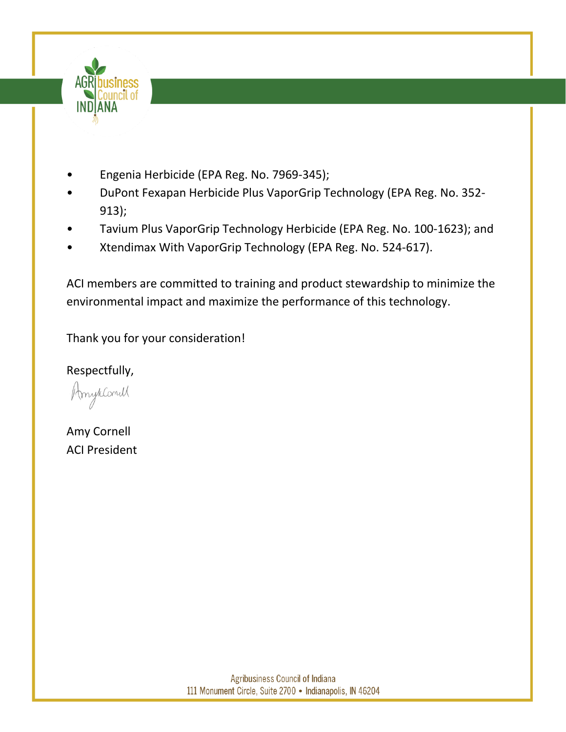- Engenia Herbicide (EPA Reg. No. 7969-345);
- DuPont Fexapan Herbicide Plus VaporGrip Technology (EPA Reg. No. 352-913);
- Tavium Plus VaporGrip Technology Herbicide (EPA Reg. No. 100-1623); and
- Xtendimax With VaporGrip Technology (EPA Reg. No. 524-617).

ACI members are committed to training and product stewardship to minimize the environmental impact and maximize the performance of this technology.

Thank you for your consideration!

Respectfully,

Amy Cornell
ACI President

Agribusiness Council of Indiana
111 Monument Circle, Suite 2700 • Indianapolis, IN 46204